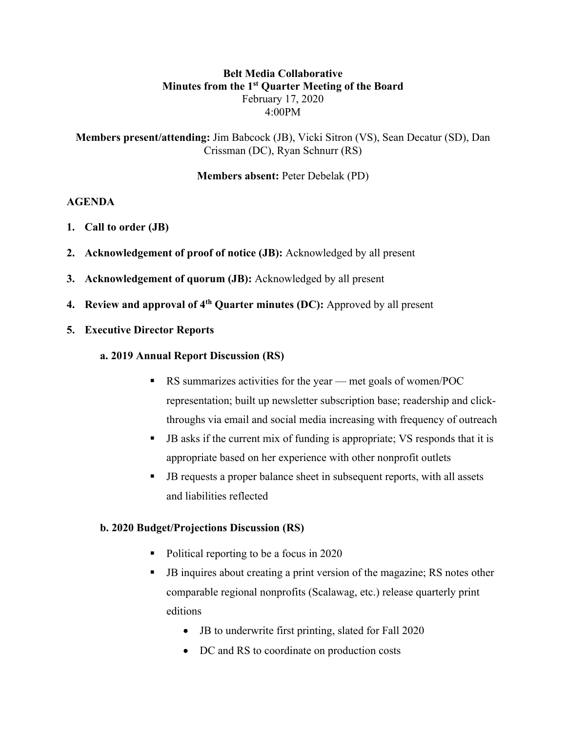**Belt Media Collaborative**
**Minutes from the 1st Quarter Meeting of the Board**
February 17, 2020
4:00PM

**Members present/attending:** Jim Babcock (JB), Vicki Sitron (VS), Sean Decatur (SD), Dan Crissman (DC), Ryan Schnurr (RS)

**Members absent:** Peter Debelak (PD)

**AGENDA**

1. **Call to order (JB)**
2. **Acknowledgement of proof of notice (JB):** Acknowledged by all present
3. **Acknowledgement of quorum (JB):** Acknowledged by all present
4. **Review and approval of 4th Quarter minutes (DC):** Approved by all present
5. **Executive Director Reports**

**a. 2019 Annual Report Discussion (RS)**

- RS summarizes activities for the year — met goals of women/POC representation; built up newsletter subscription base; readership and click-throughs via email and social media increasing with frequency of outreach
- JB asks if the current mix of funding is appropriate; VS responds that it is appropriate based on her experience with other nonprofit outlets
- JB requests a proper balance sheet in subsequent reports, with all assets and liabilities reflected

**b. 2020 Budget/Projections Discussion (RS)**

- Political reporting to be a focus in 2020
- JB inquires about creating a print version of the magazine; RS notes other comparable regional nonprofits (Scalawag, etc.) release quarterly print editions
  - JB to underwrite first printing, slated for Fall 2020
  - DC and RS to coordinate on production costs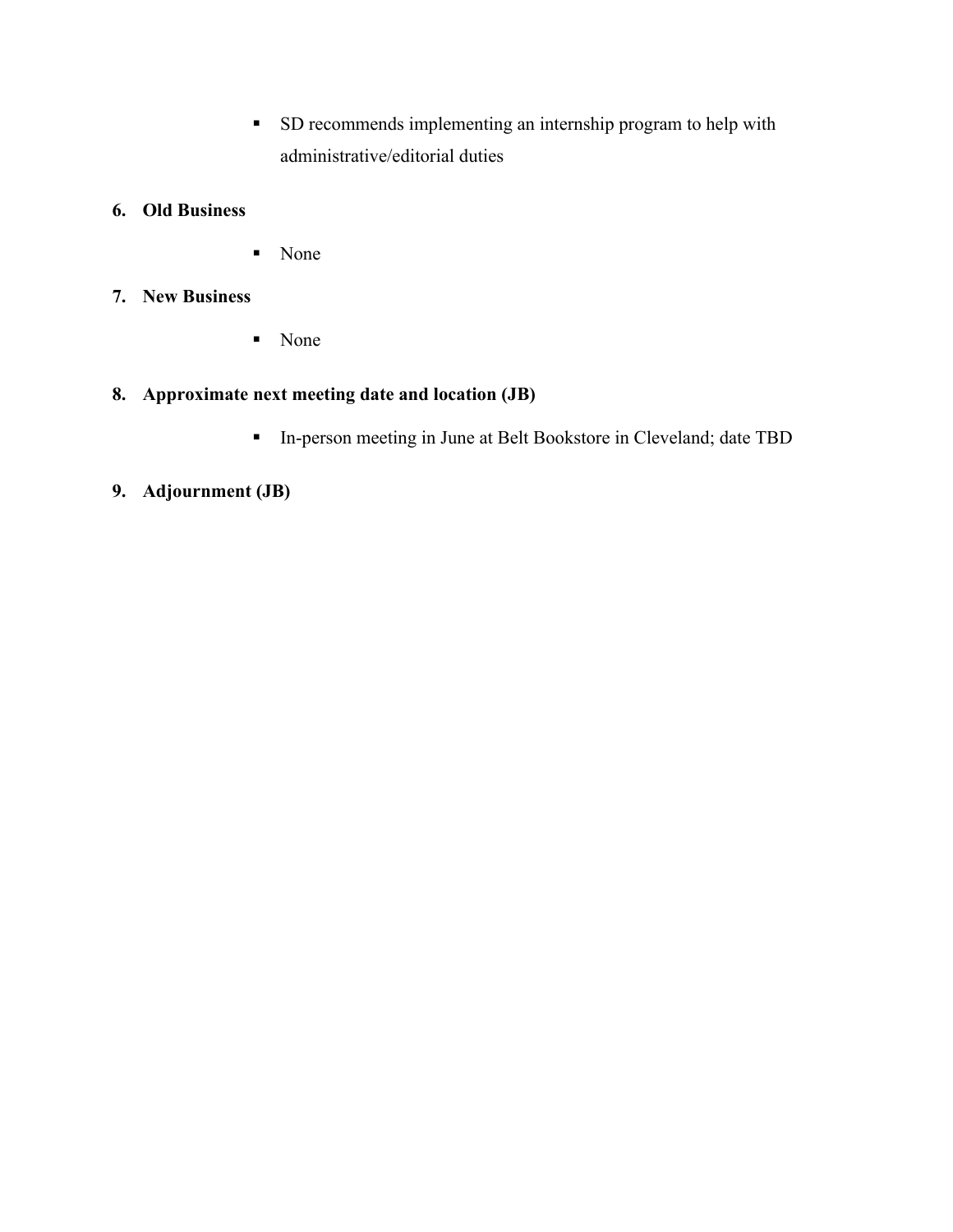- SD recommends implementing an internship program to help with administrative/editorial duties

6. **Old Business**

   - None

7. **New Business**

   - None

8. **Approximate next meeting date and location (JB)**

   - In-person meeting in June at Belt Bookstore in Cleveland; date TBD

9. **Adjournment (JB)**